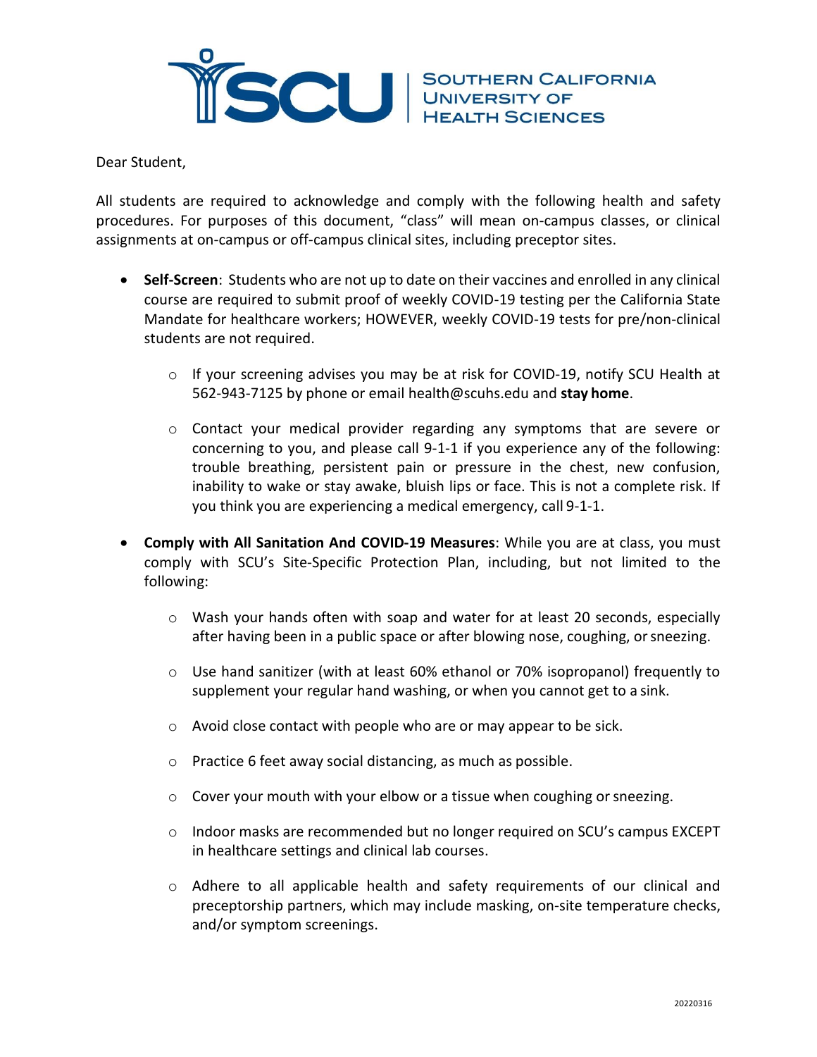SCU | Southern California University of Health Sciences

Dear Student,

All students are required to acknowledge and comply with the following health and safety procedures. For purposes of this document, "class" will mean on-campus classes, or clinical assignments at on-campus or off-campus clinical sites, including preceptor sites.

- **Self-Screen**: Students who are not up to date on their vaccines and enrolled in any clinical course are required to submit proof of weekly COVID-19 testing per the California State Mandate for healthcare workers; HOWEVER, weekly COVID-19 tests for pre/non-clinical students are not required.
  - If your screening advises you may be at risk for COVID-19, notify SCU Health at 562-943-7125 by phone or email health@scuhs.edu and **stay home**.
  - Contact your medical provider regarding any symptoms that are severe or concerning to you, and please call 9-1-1 if you experience any of the following: trouble breathing, persistent pain or pressure in the chest, new confusion, inability to wake or stay awake, bluish lips or face. This is not a complete risk. If you think you are experiencing a medical emergency, call 9-1-1.
- **Comply with All Sanitation And COVID-19 Measures**: While you are at class, you must comply with SCU's Site-Specific Protection Plan, including, but not limited to the following:
  - Wash your hands often with soap and water for at least 20 seconds, especially after having been in a public space or after blowing nose, coughing, or sneezing.
  - Use hand sanitizer (with at least 60% ethanol or 70% isopropanol) frequently to supplement your regular hand washing, or when you cannot get to a sink.
  - Avoid close contact with people who are or may appear to be sick.
  - Practice 6 feet away social distancing, as much as possible.
  - Cover your mouth with your elbow or a tissue when coughing or sneezing.
  - Indoor masks are recommended but no longer required on SCU's campus EXCEPT in healthcare settings and clinical lab courses.
  - Adhere to all applicable health and safety requirements of our clinical and preceptorship partners, which may include masking, on-site temperature checks, and/or symptom screenings.

20220316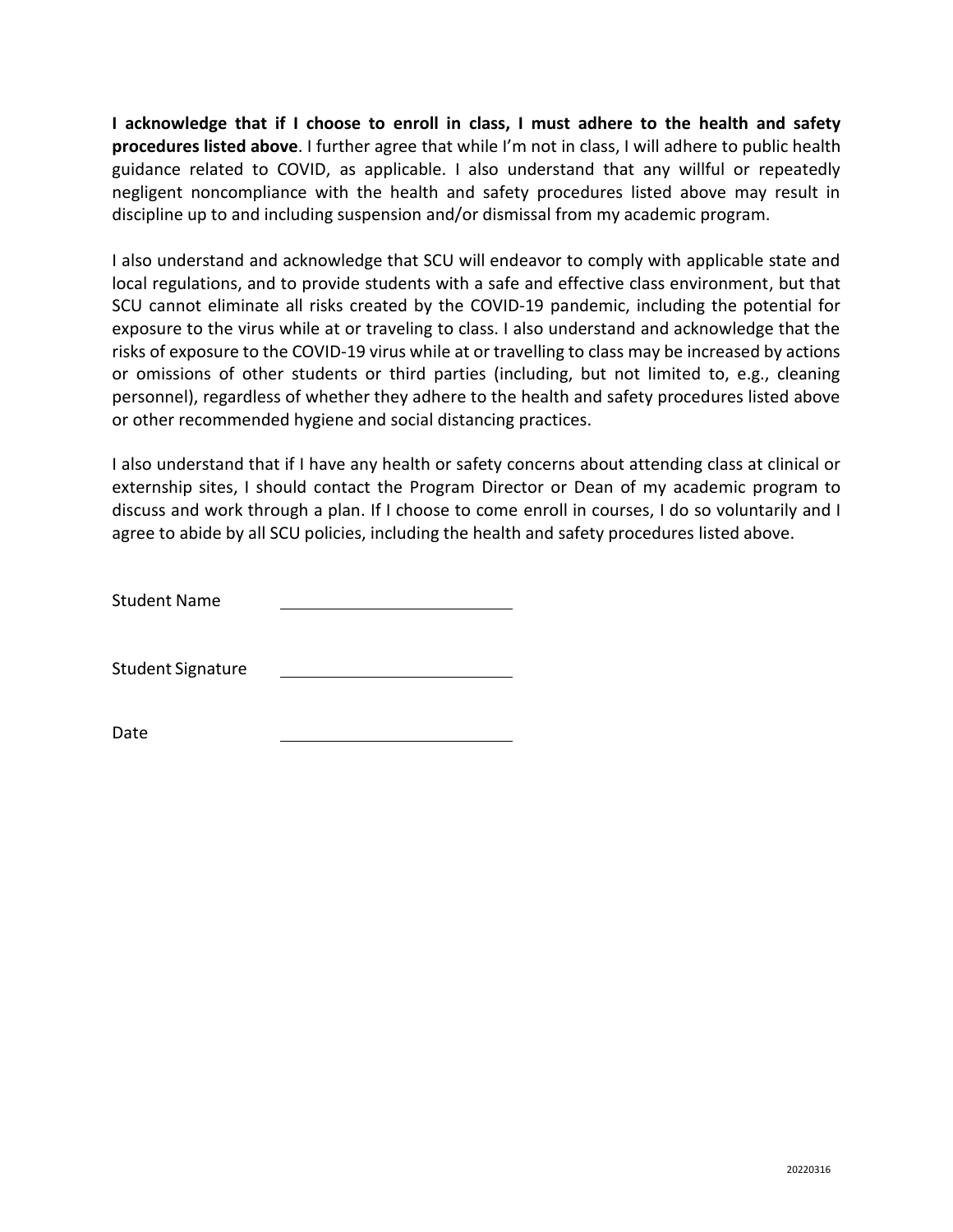**I acknowledge that if I choose to enroll in class, I must adhere to the health and safety procedures listed above**. I further agree that while I'm not in class, I will adhere to public health guidance related to COVID, as applicable. I also understand that any willful or repeatedly negligent noncompliance with the health and safety procedures listed above may result in discipline up to and including suspension and/or dismissal from my academic program.

I also understand and acknowledge that SCU will endeavor to comply with applicable state and local regulations, and to provide students with a safe and effective class environment, but that SCU cannot eliminate all risks created by the COVID-19 pandemic, including the potential for exposure to the virus while at or traveling to class. I also understand and acknowledge that the risks of exposure to the COVID-19 virus while at or travelling to class may be increased by actions or omissions of other students or third parties (including, but not limited to, e.g., cleaning personnel), regardless of whether they adhere to the health and safety procedures listed above or other recommended hygiene and social distancing practices.

I also understand that if I have any health or safety concerns about attending class at clinical or externship sites, I should contact the Program Director or Dean of my academic program to discuss and work through a plan. If I choose to come enroll in courses, I do so voluntarily and I agree to abide by all SCU policies, including the health and safety procedures listed above.

Student Name \_\_\_\_\_\_\_\_\_\_\_\_\_\_\_\_\_\_\_\_\_\_\_\_

Student Signature \_\_\_\_\_\_\_\_\_\_\_\_\_\_\_\_\_\_\_\_\_\_\_\_

Date \_\_\_\_\_\_\_\_\_\_\_\_\_\_\_\_\_\_\_\_\_\_\_\_

20220316